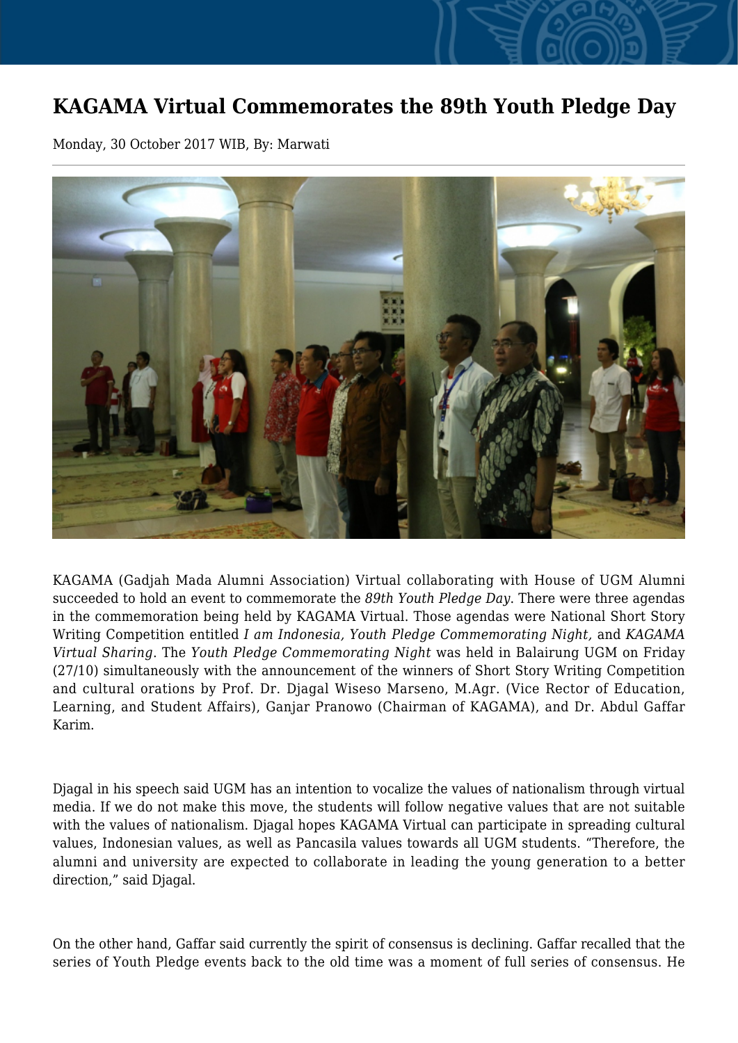# KAGAMA Virtual Commemorates the 89th Youth Pledge Day

Monday, 30 October 2017 WIB, By: Marwati

KAGAMA (Gadjah Mada Alumni Association) Virtual collaborating with House of UGM Alumni succeeded to hold an event to commemorate the *89th Youth Pledge Day*. There were three agendas in the commemoration being held by KAGAMA Virtual. Those agendas were National Short Story Writing Competition entitled *I am Indonesia, Youth Pledge Commemorating Night,* and *KAGAMA Virtual Sharing.* The *Youth Pledge Commemorating Night* was held in Balairung UGM on Friday (27/10) simultaneously with the announcement of the winners of Short Story Writing Competition and cultural orations by Prof. Dr. Djagal Wiseso Marseno, M.Agr. (Vice Rector of Education, Learning, and Student Affairs), Ganjar Pranowo (Chairman of KAGAMA), and Dr. Abdul Gaffar Karim.

Djagal in his speech said UGM has an intention to vocalize the values of nationalism through virtual media. If we do not make this move, the students will follow negative values that are not suitable with the values of nationalism. Djagal hopes KAGAMA Virtual can participate in spreading cultural values, Indonesian values, as well as Pancasila values towards all UGM students. "Therefore, the alumni and university are expected to collaborate in leading the young generation to a better direction," said Djagal.

On the other hand, Gaffar said currently the spirit of consensus is declining. Gaffar recalled that the series of Youth Pledge events back to the old time was a moment of full series of consensus. He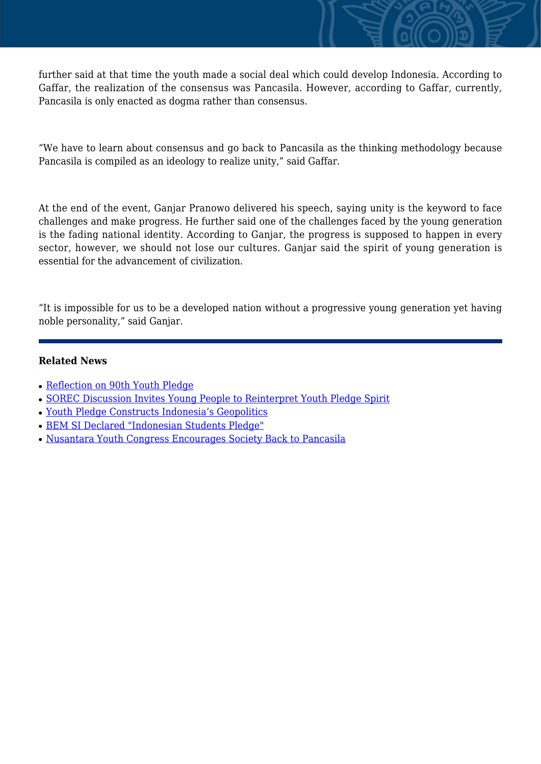further said at that time the youth made a social deal which could develop Indonesia. According to Gaffar, the realization of the consensus was Pancasila. However, according to Gaffar, currently, Pancasila is only enacted as dogma rather than consensus.

“We have to learn about consensus and go back to Pancasila as the thinking methodology because Pancasila is compiled as an ideology to realize unity,” said Gaffar.

At the end of the event, Ganjar Pranowo delivered his speech, saying unity is the keyword to face challenges and make progress. He further said one of the challenges faced by the young generation is the fading national identity. According to Ganjar, the progress is supposed to happen in every sector, however, we should not lose our cultures. Ganjar said the spirit of young generation is essential for the advancement of civilization.

“It is impossible for us to be a developed nation without a progressive young generation yet having noble personality,” said Ganjar.

---

**Related News**

- Reflection on 90th Youth Pledge
- SOREC Discussion Invites Young People to Reinterpret Youth Pledge Spirit
- Youth Pledge Constructs Indonesia’s Geopolitics
- BEM SI Declared "Indonesian Students Pledge"
- Nusantara Youth Congress Encourages Society Back to Pancasila